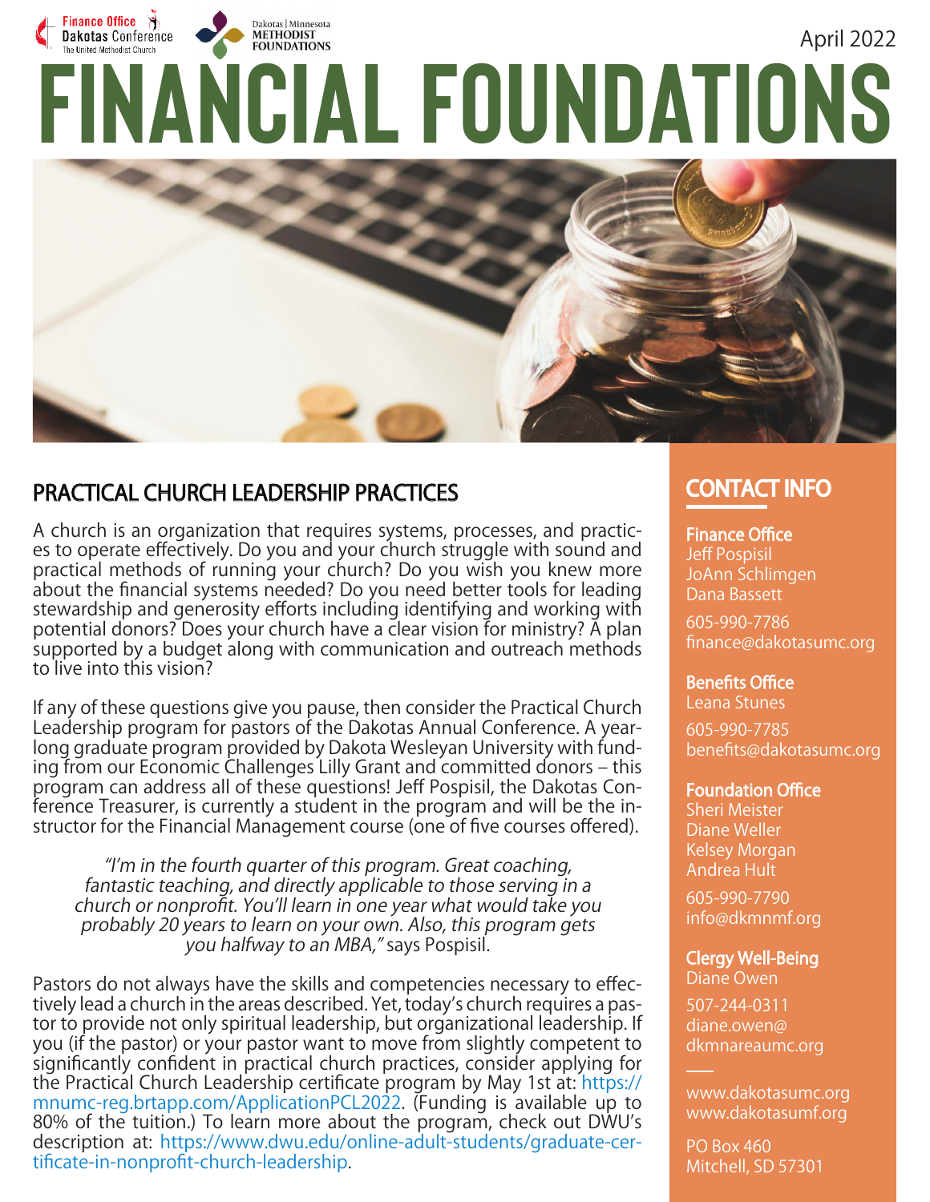Finance Office Dakotas Conference The United Methodist Church

Dakotas | Minnesota METHODIST FOUNDATIONS

April 2022

# FINANCIAL FOUNDATIONS

## PRACTICAL CHURCH LEADERSHIP PRACTICES

A church is an organization that requires systems, processes, and practices to operate effectively. Do you and your church struggle with sound and practical methods of running your church? Do you wish you knew more about the financial systems needed? Do you need better tools for leading stewardship and generosity efforts including identifying and working with potential donors? Does your church have a clear vision for ministry? A plan supported by a budget along with communication and outreach methods to live into this vision?

If any of these questions give you pause, then consider the Practical Church Leadership program for pastors of the Dakotas Annual Conference. A year-long graduate program provided by Dakota Wesleyan University with funding from our Economic Challenges Lilly Grant and committed donors – this program can address all of these questions! Jeff Pospisil, the Dakotas Conference Treasurer, is currently a student in the program and will be the instructor for the Financial Management course (one of five courses offered).

*"I'm in the fourth quarter of this program. Great coaching, fantastic teaching, and directly applicable to those serving in a church or nonprofit. You'll learn in one year what would take you probably 20 years to learn on your own. Also, this program gets you halfway to an MBA,"* says Pospisil.

Pastors do not always have the skills and competencies necessary to effectively lead a church in the areas described. Yet, today's church requires a pastor to provide not only spiritual leadership, but organizational leadership. If you (if the pastor) or your pastor want to move from slightly competent to significantly confident in practical church practices, consider applying for the Practical Church Leadership certificate program by May 1st at: https://mnumc-reg.brtapp.com/ApplicationPCL2022. (Funding is available up to 80% of the tuition.) To learn more about the program, check out DWU's description at: https://www.dwu.edu/online-adult-students/graduate-certificate-in-nonprofit-church-leadership.

## CONTACT INFO

**Finance Office**
Jeff Pospisil
JoAnn Schlimgen
Dana Bassett

605-990-7786
finance@dakotasumc.org

**Benefits Office**
Leana Stunes

605-990-7785
benefits@dakotasumc.org

**Foundation Office**
Sheri Meister
Diane Weller
Kelsey Morgan
Andrea Hult

605-990-7790
info@dkmnmf.org

**Clergy Well-Being**
Diane Owen

507-244-0311
diane.owen@dkmnareaumc.org

www.dakotasumc.org
www.dakotasumf.org

PO Box 460
Mitchell, SD 57301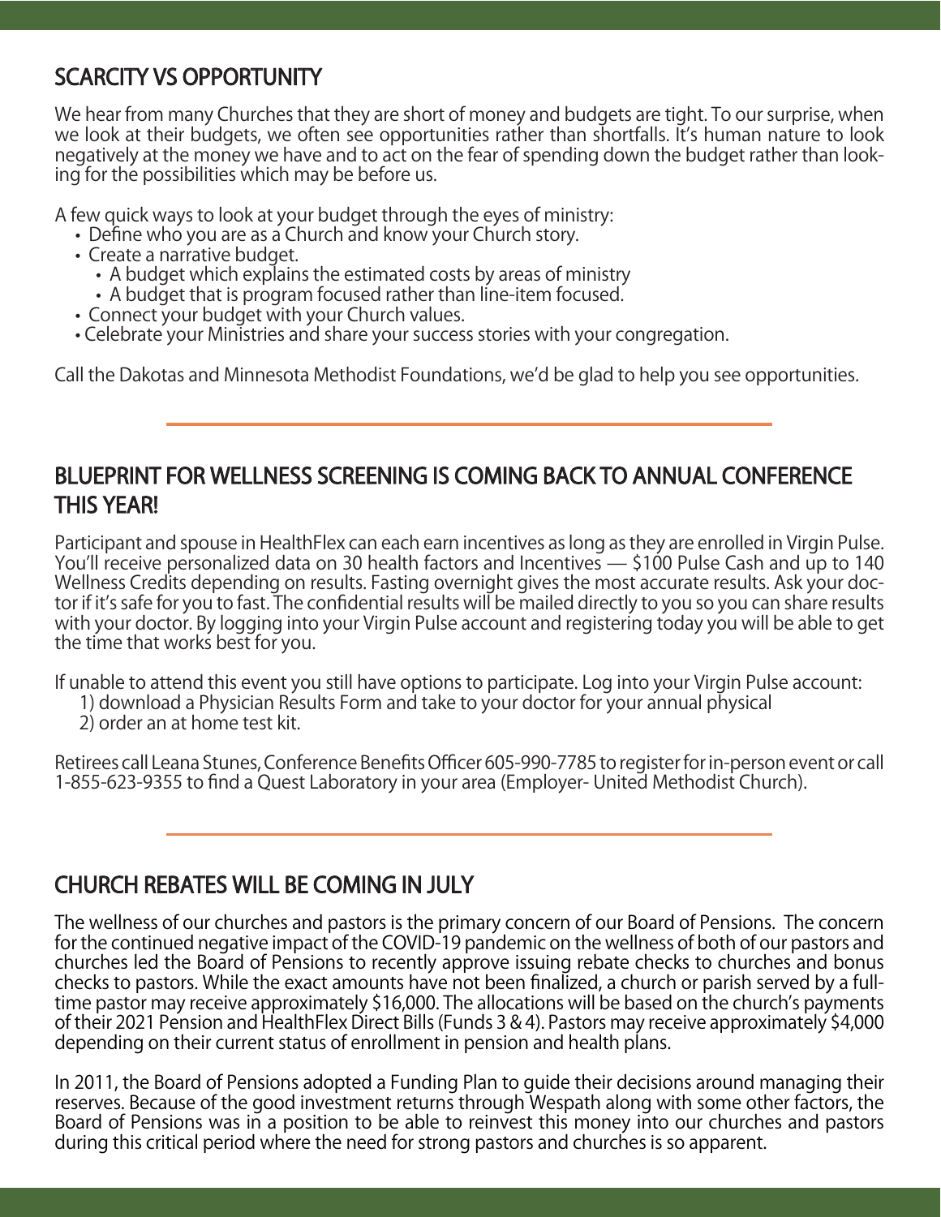## SCARCITY VS OPPORTUNITY

We hear from many Churches that they are short of money and budgets are tight. To our surprise, when we look at their budgets, we often see opportunities rather than shortfalls. It's human nature to look negatively at the money we have and to act on the fear of spending down the budget rather than looking for the possibilities which may be before us.

A few quick ways to look at your budget through the eyes of ministry:

- Define who you are as a Church and know your Church story.
- Create a narrative budget.
  - A budget which explains the estimated costs by areas of ministry
  - A budget that is program focused rather than line-item focused.
- Connect your budget with your Church values.
- Celebrate your Ministries and share your success stories with your congregation.

Call the Dakotas and Minnesota Methodist Foundations, we'd be glad to help you see opportunities.

## BLUEPRINT FOR WELLNESS SCREENING IS COMING BACK TO ANNUAL CONFERENCE THIS YEAR!

Participant and spouse in HealthFlex can each earn incentives as long as they are enrolled in Virgin Pulse. You'll receive personalized data on 30 health factors and Incentives — $100 Pulse Cash and up to 140 Wellness Credits depending on results. Fasting overnight gives the most accurate results. Ask your doctor if it's safe for you to fast. The confidential results will be mailed directly to you so you can share results with your doctor. By logging into your Virgin Pulse account and registering today you will be able to get the time that works best for you.

If unable to attend this event you still have options to participate. Log into your Virgin Pulse account:

1) download a Physician Results Form and take to your doctor for your annual physical
2) order an at home test kit.

Retirees call Leana Stunes, Conference Benefits Officer 605-990-7785 to register for in-person event or call 1-855-623-9355 to find a Quest Laboratory in your area (Employer- United Methodist Church).

## CHURCH REBATES WILL BE COMING IN JULY

The wellness of our churches and pastors is the primary concern of our Board of Pensions. The concern for the continued negative impact of the COVID-19 pandemic on the wellness of both of our pastors and churches led the Board of Pensions to recently approve issuing rebate checks to churches and bonus checks to pastors. While the exact amounts have not been finalized, a church or parish served by a full-time pastor may receive approximately $16,000. The allocations will be based on the church's payments of their 2021 Pension and HealthFlex Direct Bills (Funds 3 & 4). Pastors may receive approximately $4,000 depending on their current status of enrollment in pension and health plans.

In 2011, the Board of Pensions adopted a Funding Plan to guide their decisions around managing their reserves. Because of the good investment returns through Wespath along with some other factors, the Board of Pensions was in a position to be able to reinvest this money into our churches and pastors during this critical period where the need for strong pastors and churches is so apparent.